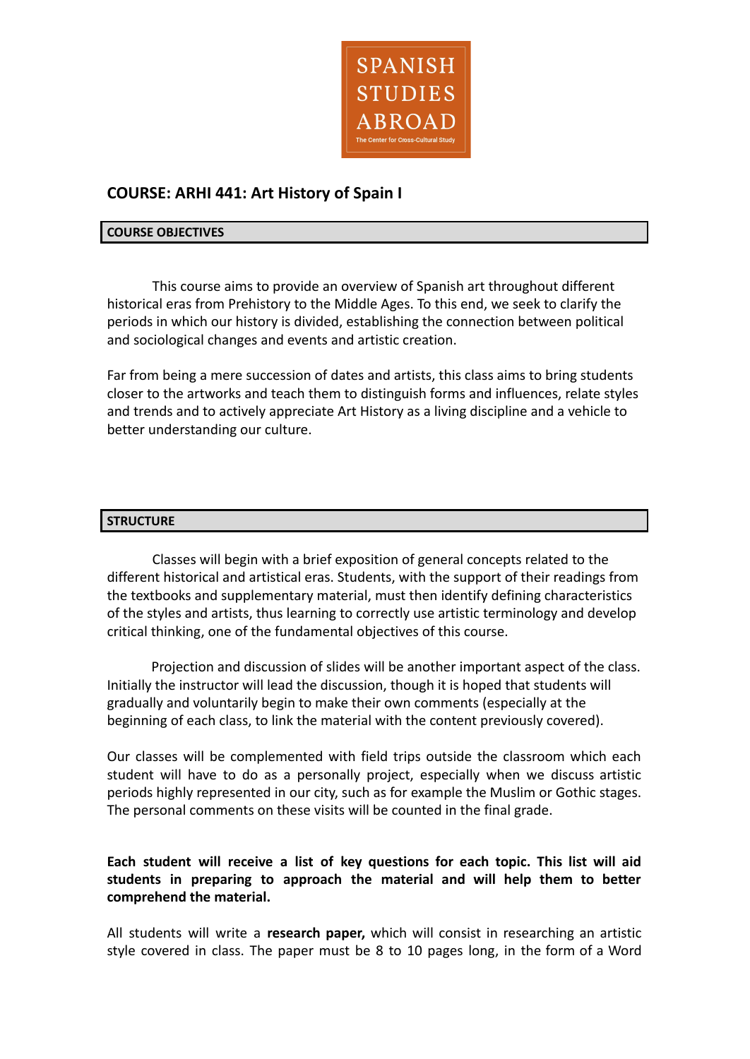SPANISH STUDIES ABROAD

The Center for Cross-Cultural Study

# COURSE: ARHI 441: Art History of Spain I

## COURSE OBJECTIVES

This course aims to provide an overview of Spanish art throughout different historical eras from Prehistory to the Middle Ages. To this end, we seek to clarify the periods in which our history is divided, establishing the connection between political and sociological changes and events and artistic creation.

Far from being a mere succession of dates and artists, this class aims to bring students closer to the artworks and teach them to distinguish forms and influences, relate styles and trends and to actively appreciate Art History as a living discipline and a vehicle to better understanding our culture.

## STRUCTURE

Classes will begin with a brief exposition of general concepts related to the different historical and artistical eras. Students, with the support of their readings from the textbooks and supplementary material, must then identify defining characteristics of the styles and artists, thus learning to correctly use artistic terminology and develop critical thinking, one of the fundamental objectives of this course.

Projection and discussion of slides will be another important aspect of the class. Initially the instructor will lead the discussion, though it is hoped that students will gradually and voluntarily begin to make their own comments (especially at the beginning of each class, to link the material with the content previously covered).

Our classes will be complemented with field trips outside the classroom which each student will have to do as a personally project, especially when we discuss artistic periods highly represented in our city, such as for example the Muslim or Gothic stages. The personal comments on these visits will be counted in the final grade.

**Each student will receive a list of key questions for each topic. This list will aid students in preparing to approach the material and will help them to better comprehend the material.**

All students will write a **research paper,** which will consist in researching an artistic style covered in class. The paper must be 8 to 10 pages long, in the form of a Word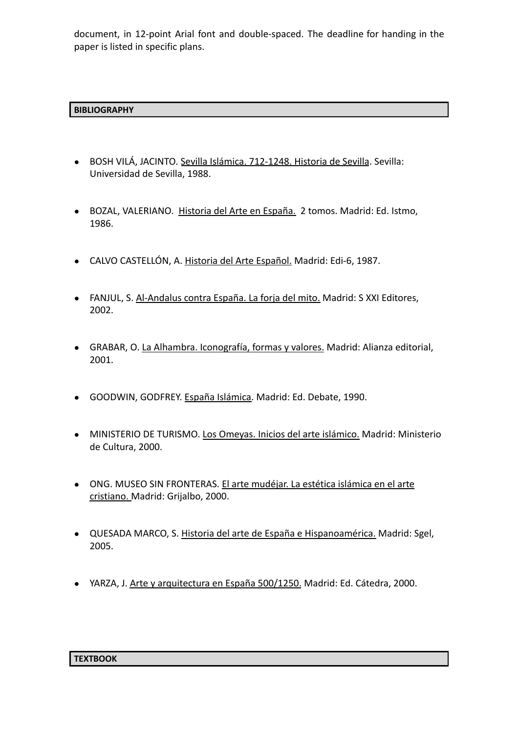document, in 12-point Arial font and double-spaced. The deadline for handing in the paper is listed in specific plans.

## BIBLIOGRAPHY

- BOSH VILÁ, JACINTO. Sevilla Islámica. 712-1248. Historia de Sevilla. Sevilla: Universidad de Sevilla, 1988.
- BOZAL, VALERIANO. Historia del Arte en España. 2 tomos. Madrid: Ed. Istmo, 1986.
- CALVO CASTELLÓN, A. Historia del Arte Español. Madrid: Edi-6, 1987.
- FANJUL, S. Al-Andalus contra España. La forja del mito. Madrid: S XXI Editores, 2002.
- GRABAR, O. La Alhambra. Iconografía, formas y valores. Madrid: Alianza editorial, 2001.
- GOODWIN, GODFREY. España Islámica. Madrid: Ed. Debate, 1990.
- MINISTERIO DE TURISMO. Los Omeyas. Inicios del arte islámico. Madrid: Ministerio de Cultura, 2000.
- ONG. MUSEO SIN FRONTERAS. El arte mudéjar. La estética islámica en el arte cristiano. Madrid: Grijalbo, 2000.
- QUESADA MARCO, S. Historia del arte de España e Hispanoamérica. Madrid: Sgel, 2005.
- YARZA, J. Arte y arquitectura en España 500/1250. Madrid: Ed. Cátedra, 2000.

## TEXTBOOK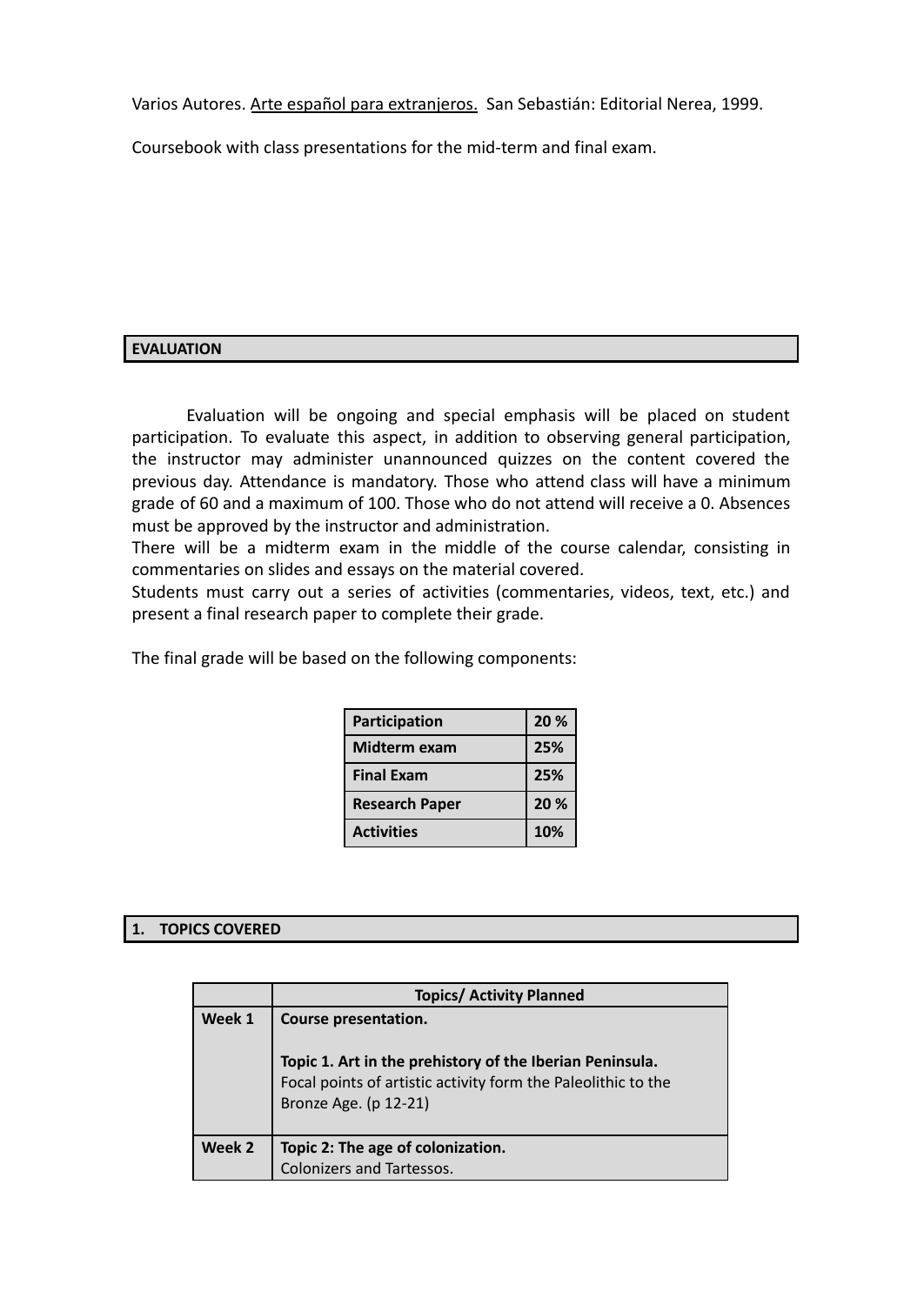Varios Autores. Arte español para extranjeros. San Sebastián: Editorial Nerea, 1999.

Coursebook with class presentations for the mid-term and final exam.

## EVALUATION

Evaluation will be ongoing and special emphasis will be placed on student participation. To evaluate this aspect, in addition to observing general participation, the instructor may administer unannounced quizzes on the content covered the previous day. Attendance is mandatory. Those who attend class will have a minimum grade of 60 and a maximum of 100. Those who do not attend will receive a 0. Absences must be approved by the instructor and administration.

There will be a midterm exam in the middle of the course calendar, consisting in commentaries on slides and essays on the material covered.

Students must carry out a series of activities (commentaries, videos, text, etc.) and present a final research paper to complete their grade.

The final grade will be based on the following components:

| Component | Weight |
|---|---|
| **Participation** | **20 %** |
| **Midterm exam** | **25%** |
| **Final Exam** | **25%** |
| **Research Paper** | **20 %** |
| **Activities** | **10%** |

## 1. TOPICS COVERED

| | Topics/ Activity Planned |
|---|---|
| **Week 1** | **Course presentation.**<br><br>**Topic 1. Art in the prehistory of the Iberian Peninsula.**<br>Focal points of artistic activity form the Paleolithic to the Bronze Age. (p 12-21) |
| **Week 2** | **Topic 2: The age of colonization.**<br>Colonizers and Tartessos. |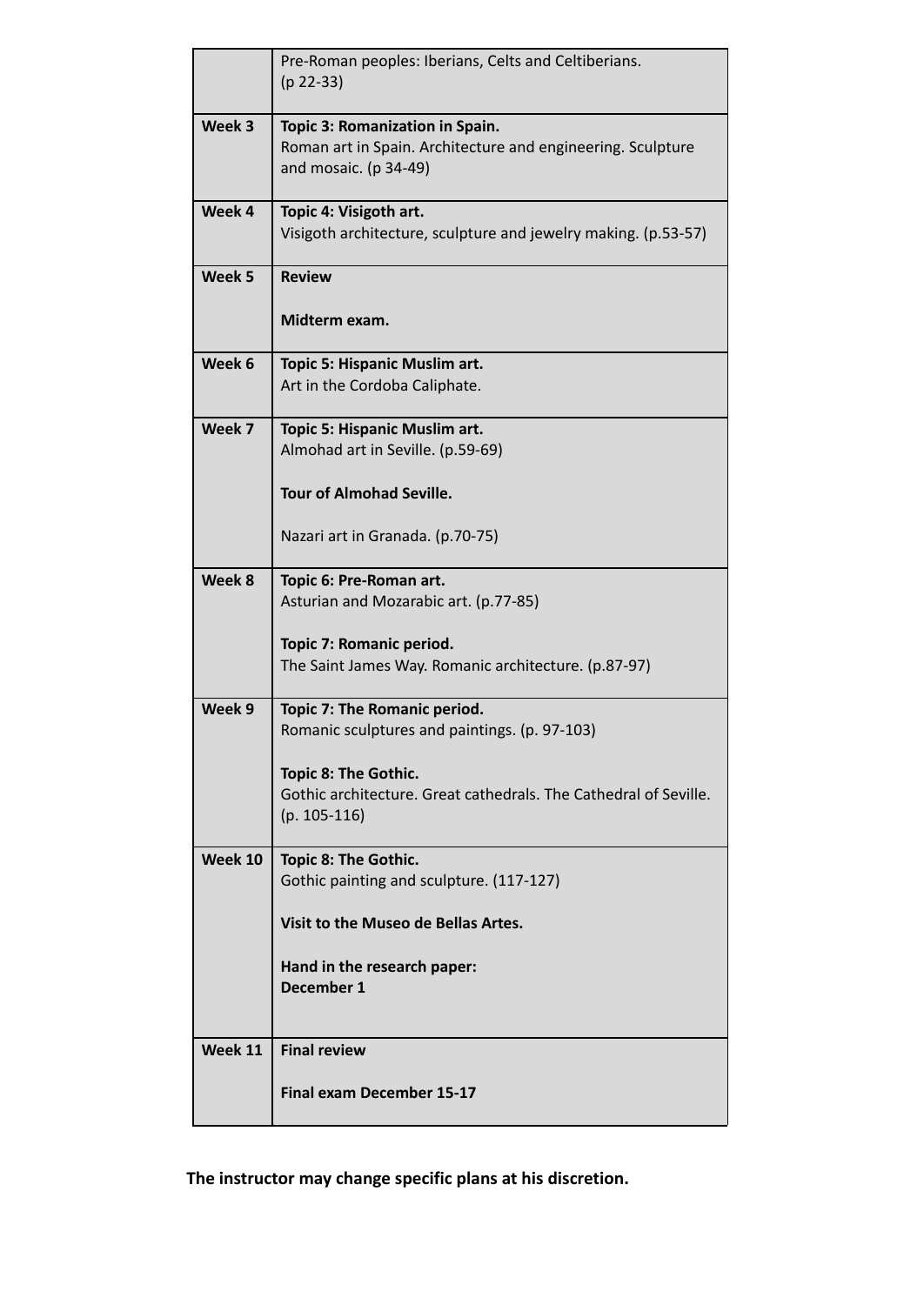| | |
|---|---|
| | Pre-Roman peoples: Iberians, Celts and Celtiberians. (p 22-33) |
| **Week 3** | **Topic 3: Romanization in Spain.**<br>Roman art in Spain. Architecture and engineering. Sculpture and mosaic. (p 34-49) |
| **Week 4** | **Topic 4: Visigoth art.**<br>Visigoth architecture, sculpture and jewelry making. (p.53-57) |
| **Week 5** | **Review**<br><br>**Midterm exam.** |
| **Week 6** | **Topic 5: Hispanic Muslim art.**<br>Art in the Cordoba Caliphate. |
| **Week 7** | **Topic 5: Hispanic Muslim art.**<br>Almohad art in Seville. (p.59-69)<br><br>**Tour of Almohad Seville.**<br><br>Nazari art in Granada. (p.70-75) |
| **Week 8** | **Topic 6: Pre-Roman art.**<br>Asturian and Mozarabic art. (p.77-85)<br><br>**Topic 7: Romanic period.**<br>The Saint James Way. Romanic architecture. (p.87-97) |
| **Week 9** | **Topic 7: The Romanic period.**<br>Romanic sculptures and paintings. (p. 97-103)<br><br>**Topic 8: The Gothic.**<br>Gothic architecture. Great cathedrals. The Cathedral of Seville. (p. 105-116) |
| **Week 10** | **Topic 8: The Gothic.**<br>Gothic painting and sculpture. (117-127)<br><br>**Visit to the Museo de Bellas Artes.**<br><br>**Hand in the research paper:**<br>**December 1** |
| **Week 11** | **Final review**<br><br>**Final exam December 15-17** |

**The instructor may change specific plans at his discretion.**